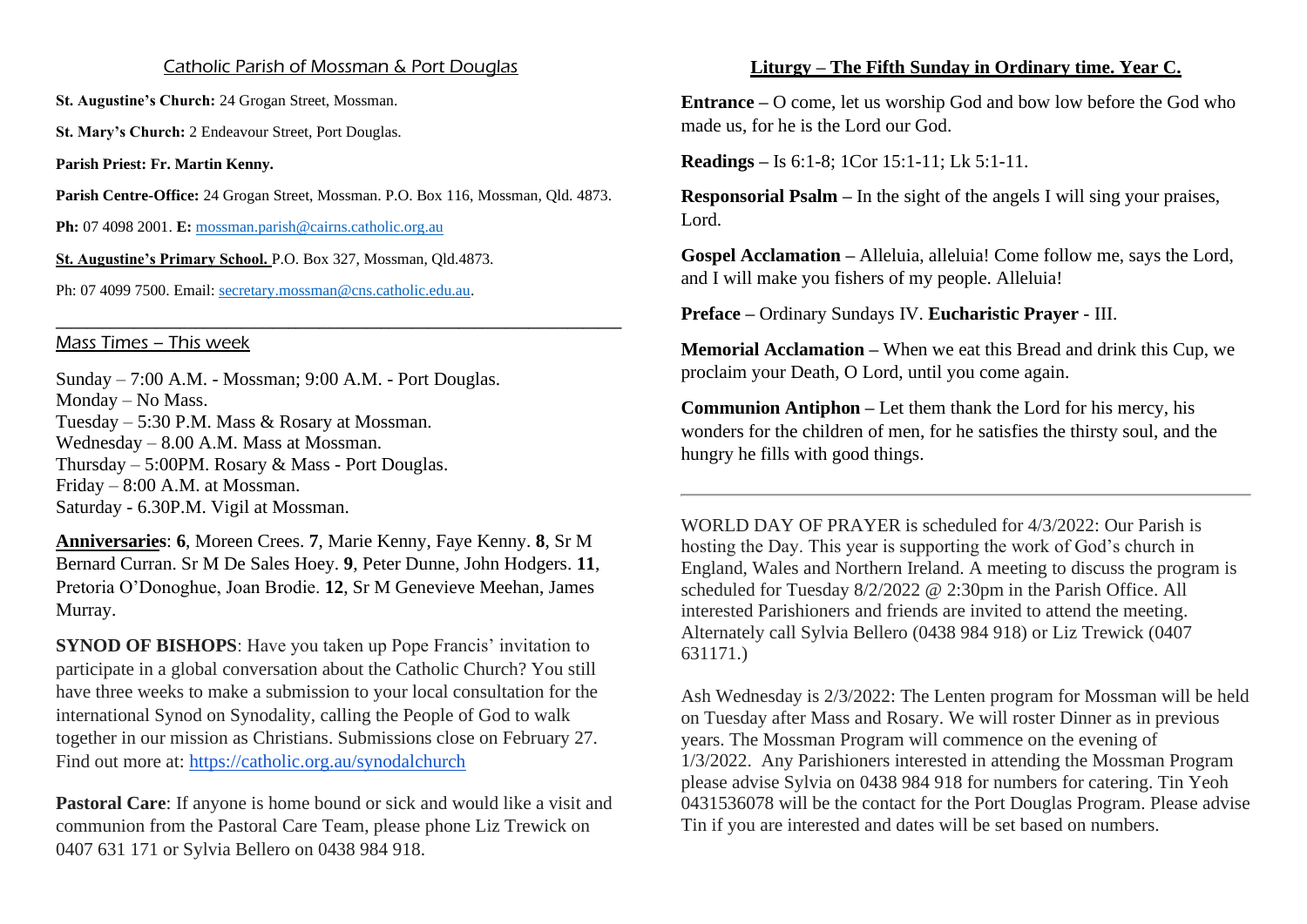## Catholic Parish of Mossman & Port Douglas

**St. Augustine's Church:** 24 Grogan Street, Mossman.

**St. Mary's Church:** 2 Endeavour Street, Port Douglas.

**Parish Priest: Fr. Martin Kenny.**

**Parish Centre-Office:** 24 Grogan Street, Mossman. P.O. Box 116, Mossman, Qld. 4873.

**Ph:** 07 4098 2001. **E:** mossman.parish@cairns.catholic.org.au

**St. Augustine's Primary School.** P.O. Box 327, Mossman, Qld.4873.

Ph: 07 4099 7500. Email: secretary.mossman@cns.catholic.edu.au.

---

### Mass Times – This week

Sunday – 7:00 A.M. - Mossman; 9:00 A.M. - Port Douglas.
Monday – No Mass.
Tuesday – 5:30 P.M. Mass & Rosary at Mossman.
Wednesday – 8.00 A.M. Mass at Mossman.
Thursday – 5:00PM. Rosary & Mass - Port Douglas.
Friday – 8:00 A.M. at Mossman.
Saturday - 6.30P.M. Vigil at Mossman.

**Anniversaries**: **6**, Moreen Crees. **7**, Marie Kenny, Faye Kenny. **8**, Sr M Bernard Curran. Sr M De Sales Hoey. **9**, Peter Dunne, John Hodgers. **11**, Pretoria O'Donoghue, Joan Brodie. **12**, Sr M Genevieve Meehan, James Murray.

**SYNOD OF BISHOPS**: Have you taken up Pope Francis' invitation to participate in a global conversation about the Catholic Church? You still have three weeks to make a submission to your local consultation for the international Synod on Synodality, calling the People of God to walk together in our mission as Christians. Submissions close on February 27. Find out more at: https://catholic.org.au/synodalchurch

**Pastoral Care**: If anyone is home bound or sick and would like a visit and communion from the Pastoral Care Team, please phone Liz Trewick on 0407 631 171 or Sylvia Bellero on 0438 984 918.

## Liturgy – The Fifth Sunday in Ordinary time. Year C.

**Entrance –** O come, let us worship God and bow low before the God who made us, for he is the Lord our God.

**Readings –** Is 6:1-8; 1Cor 15:1-11; Lk 5:1-11.

**Responsorial Psalm –** In the sight of the angels I will sing your praises, Lord.

**Gospel Acclamation –** Alleluia, alleluia! Come follow me, says the Lord, and I will make you fishers of my people. Alleluia!

**Preface –** Ordinary Sundays IV. **Eucharistic Prayer** - III.

**Memorial Acclamation** – When we eat this Bread and drink this Cup, we proclaim your Death, O Lord, until you come again.

**Communion Antiphon –** Let them thank the Lord for his mercy, his wonders for the children of men, for he satisfies the thirsty soul, and the hungry he fills with good things.

---

WORLD DAY OF PRAYER is scheduled for 4/3/2022: Our Parish is hosting the Day. This year is supporting the work of God's church in England, Wales and Northern Ireland. A meeting to discuss the program is scheduled for Tuesday 8/2/2022 @ 2:30pm in the Parish Office. All interested Parishioners and friends are invited to attend the meeting. Alternately call Sylvia Bellero (0438 984 918) or Liz Trewick (0407 631171.)

Ash Wednesday is 2/3/2022: The Lenten program for Mossman will be held on Tuesday after Mass and Rosary. We will roster Dinner as in previous years. The Mossman Program will commence on the evening of 1/3/2022. Any Parishioners interested in attending the Mossman Program please advise Sylvia on 0438 984 918 for numbers for catering. Tin Yeoh 0431536078 will be the contact for the Port Douglas Program. Please advise Tin if you are interested and dates will be set based on numbers.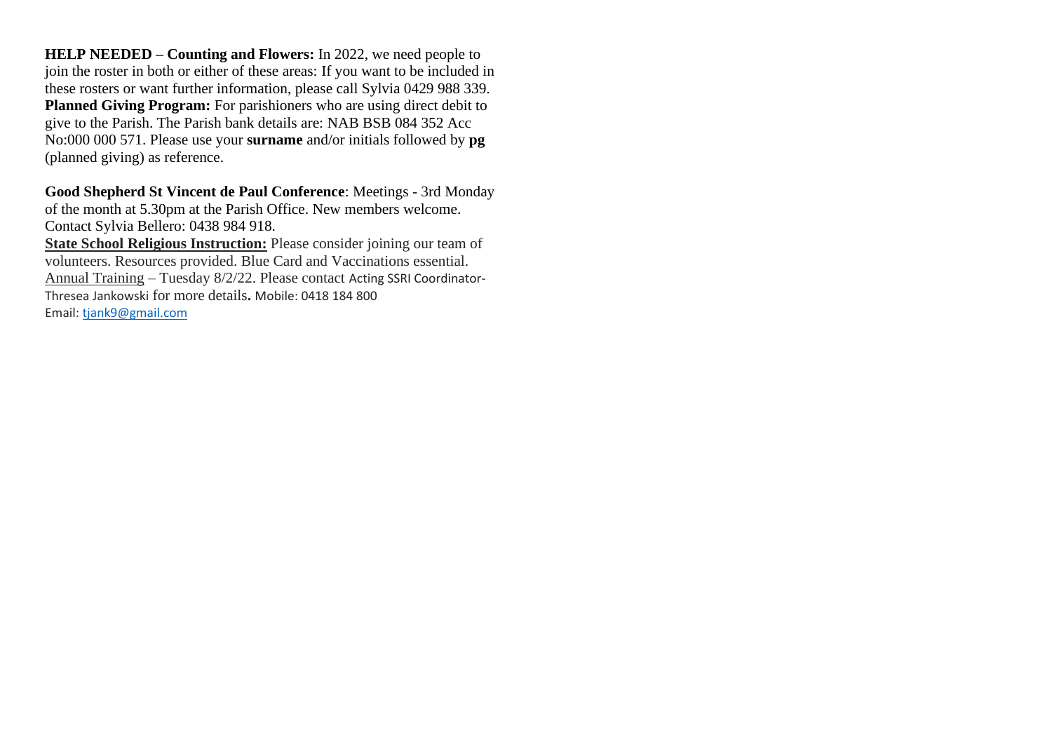**HELP NEEDED – Counting and Flowers:** In 2022, we need people to join the roster in both or either of these areas: If you want to be included in these rosters or want further information, please call Sylvia 0429 988 339.
**Planned Giving Program:** For parishioners who are using direct debit to give to the Parish. The Parish bank details are: NAB BSB 084 352 Acc No:000 000 571. Please use your **surname** and/or initials followed by **pg** (planned giving) as reference.

**Good Shepherd St Vincent de Paul Conference**: Meetings - 3rd Monday of the month at 5.30pm at the Parish Office. New members welcome. Contact Sylvia Bellero: 0438 984 918.
**State School Religious Instruction:** Please consider joining our team of volunteers. Resources provided. Blue Card and Vaccinations essential. Annual Training – Tuesday 8/2/22. Please contact Acting SSRI Coordinator-Thresea Jankowski for more details**.** Mobile: 0418 184 800
Email: tjank9@gmail.com